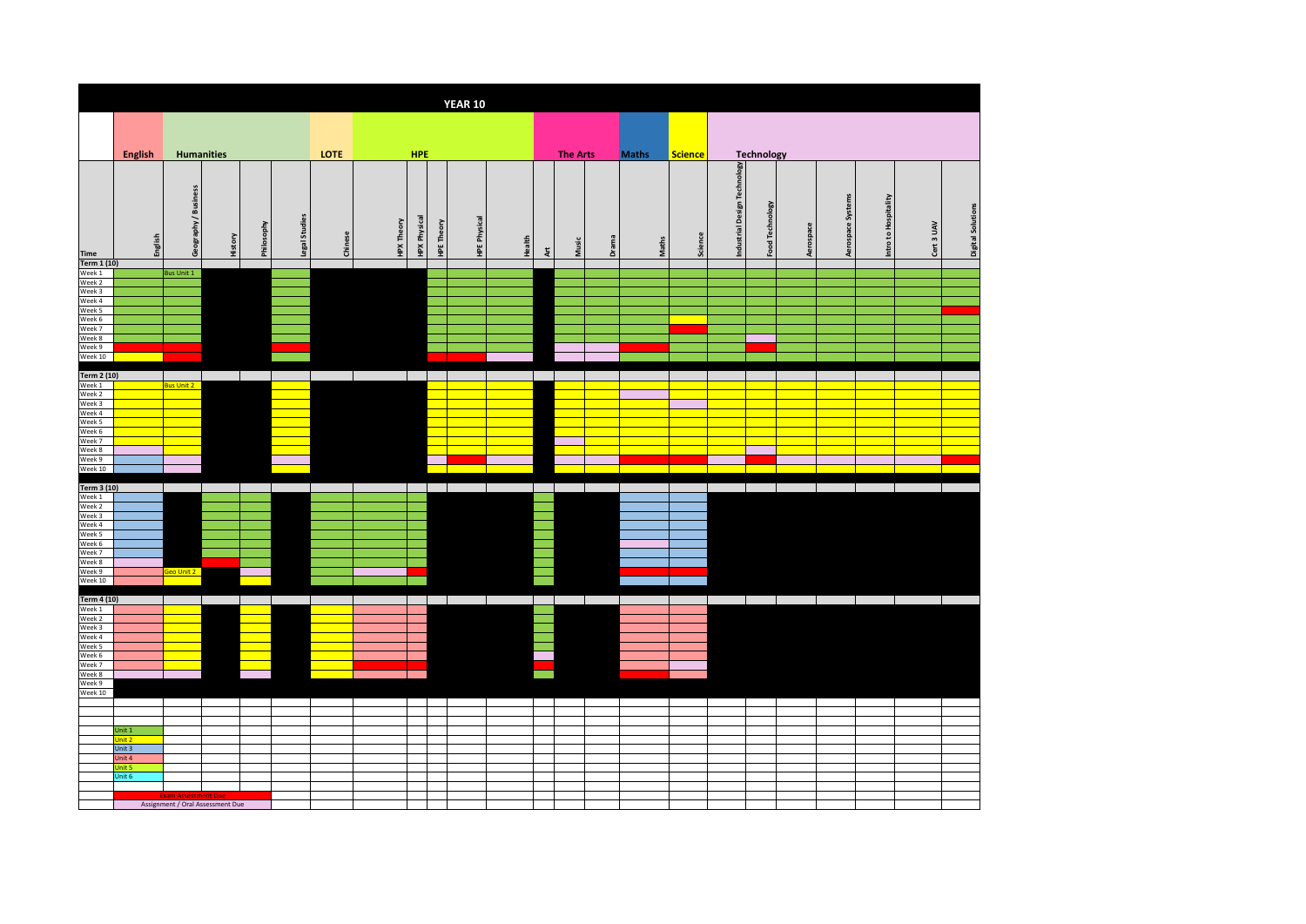# YEAR 10

| Time | English | Geography / Business | History | Philosophy | Legal Studies | Chinese | HPX Theory | HPX Physical | HPE Theory | HPE Physical | Health | Art | Music | Drama | Maths | Science | Industrial Design Technology | Food Technology | Aerospace | Aerospace Systems | Intro to Hospitality | Cert 3 UAV | Digital Solutions |
|---|---|---|---|---|---|---|---|---|---|---|---|---|---|---|---|---|---|---|---|---|---|---|---|
| | **English** | **Humanities** | | | | **LOTE** | **HPE** | | | | | **The Arts** | | | **Maths** | **Science** | **Technology** | | | | | | |
| **Term 1 (10)** | | | | | | | | | | | | | | | | | | | | | | | |
| Week 1 | | Bus Unit 1 | | | | | | | | | | | | | | | | | | | | | |
| Week 2 | | | | | | | | | | | | | | | | | | | | | | | |
| Week 3 | | | | | | | | | | | | | | | | | | | | | | | |
| Week 4 | | | | | | | | | | | | | | | | | | | | | | | |
| Week 5 | | | | | | | | | | | | | | | | | | | | | | | |
| Week 6 | | | | | | | | | | | | | | | | | | | | | | | |
| Week 7 | | | | | | | | | | | | | | | | | | | | | | | |
| Week 8 | | | | | | | | | | | | | | | | | | | | | | | |
| Week 9 | | | | | | | | | | | | | | | | | | | | | | | |
| Week 10 | | | | | | | | | | | | | | | | | | | | | | | |
| **Term 2 (10)** | | | | | | | | | | | | | | | | | | | | | | | |
| Week 1 | | Bus Unit 2 | | | | | | | | | | | | | | | | | | | | | |
| Week 2 | | | | | | | | | | | | | | | | | | | | | | | |
| Week 3 | | | | | | | | | | | | | | | | | | | | | | | |
| Week 4 | | | | | | | | | | | | | | | | | | | | | | | |
| Week 5 | | | | | | | | | | | | | | | | | | | | | | | |
| Week 6 | | | | | | | | | | | | | | | | | | | | | | | |
| Week 7 | | | | | | | | | | | | | | | | | | | | | | | |
| Week 8 | | | | | | | | | | | | | | | | | | | | | | | |
| Week 9 | | | | | | | | | | | | | | | | | | | | | | | |
| Week 10 | | | | | | | | | | | | | | | | | | | | | | | |
| **Term 3 (10)** | | | | | | | | | | | | | | | | | | | | | | | |
| Week 1 | | | | | | | | | | | | | | | | | | | | | | | |
| Week 2 | | | | | | | | | | | | | | | | | | | | | | | |
| Week 3 | | | | | | | | | | | | | | | | | | | | | | | |
| Week 4 | | | | | | | | | | | | | | | | | | | | | | | |
| Week 5 | | | | | | | | | | | | | | | | | | | | | | | |
| Week 6 | | | | | | | | | | | | | | | | | | | | | | | |
| Week 7 | | | | | | | | | | | | | | | | | | | | | | | |
| Week 8 | | | | | | | | | | | | | | | | | | | | | | | |
| Week 9 | | Geo Unit 2 | | | | | | | | | | | | | | | | | | | | | |
| Week 10 | | | | | | | | | | | | | | | | | | | | | | | |
| **Term 4 (10)** | | | | | | | | | | | | | | | | | | | | | | | |
| Week 1 | | | | | | | | | | | | | | | | | | | | | | | |
| Week 2 | | | | | | | | | | | | | | | | | | | | | | | |
| Week 3 | | | | | | | | | | | | | | | | | | | | | | | |
| Week 4 | | | | | | | | | | | | | | | | | | | | | | | |
| Week 5 | | | | | | | | | | | | | | | | | | | | | | | |
| Week 6 | | | | | | | | | | | | | | | | | | | | | | | |
| Week 7 | | | | | | | | | | | | | | | | | | | | | | | |
| Week 8 | | | | | | | | | | | | | | | | | | | | | | | |
| Week 9 | | | | | | | | | | | | | | | | | | | | | | | |
| Week 10 | | | | | | | | | | | | | | | | | | | | | | | |

Unit 1
Unit 2
Unit 3
Unit 4
Unit 5
Unit 6

Exam Assessment Due
Assignment / Oral Assessment Due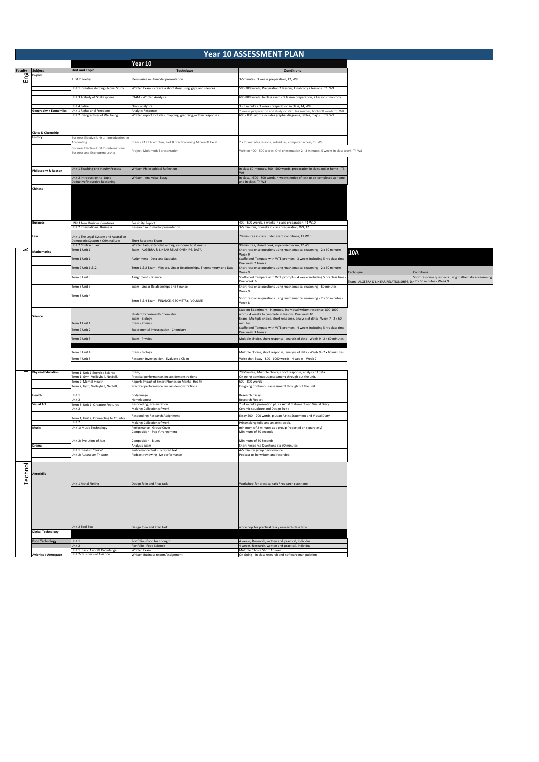# Year 10 ASSESSMENT PLAN

## Year 10

| Faculty | Subject | Unit and Topic | Technique | Conditions |
|---|---|---|---|---|
| Eng | English | Unit 2 Poetry | Persuasive multimodal presentation | 3-5minutes. 3 weeks preparation, T2, W9 |
| | | Unit 1 Creative Writing - Novel Study | Written Exam - create a short story using gaps and silences | 500-700 words, Preparation 2 lessons, Final copy 2 lessons T1, W9 |
| | | Unit 3 A Study of Shakesphere | EXAM - Written Analysis | 600-800 words. In class exam - 3 lesson preparation, 2 lessons final copy |
| | | Unit 4 Satire | Oral - analytical | 3 - 5 minutes. 3 weeks preparation in class, T4, W8 |
| | Geography + Economics | Unit 1 Rights and Freedoms | Analytic Response | 2 weeks preparation and study of stimulus sources, 600-800 words T3, W8 |
| | | Unit 2 Geographies of Wellbeing | Written report includes: mapping, graphing,written responses | 600 - 800 words includes graphs, diagrams, tables, maps T3, W9 |
| | Civics & Citizenship | | | |
| | History | Business Elective Unit 1 - Introduction to Accounting | Exam - PART A Written, Part B practical using Microsoft Excel | 2 x 70 minutes lessons, individual, computer access, T3 W9 |
| | | Business Elective Unit 2 - International Business and Entrepreneurship | Project, Multimodal presentation | Written 400 - 500 words, Oral presentation 2 - 3 minutes, 5 weeks in class work, T4 W8 |
| | Philosophy & Reason | Unit 1 Teaching the Inquiry Process | Written Philosophical Reflection | In class 60 minutes, 300 - 500 words, preparation in class and at home T3 W9 |
| | | Unit 2 Introduction to Logic Deductive/Inductive Reasoning | Written - Analytical Essay | In class, , 600 - 800 words, 4 weeks notice of task to be completed at home and in class T4 W8 |
| | Chinese | | | |
| | Business | UNit 1 New Business Ventures | Feasibility Report | 400 - 600 words, 3 weeks in class preparation, T1 W10 |
| | | Unit 2 International Business | Research multimodal presentation | 3-5 minutes, 3 weeks in class preparation, W9, T2 |
| | Law | Unit 1 The Legal System and Australian Democratic System + Criminal Law | Short Response Exam | 70 minutes in class under exam conditions, T1 W10 |
| | | Unit 2 Contract Law | Written task, extended writing, response to stimulus | 90 minutes, closed book, supervised exam, T2 W9 |
| M | Mathematics | Term 1 Unit 1 | Exam - ALGEBRA & LINEAR RELATIONSHIPS, DATA | Short response questions using mathematical reasoning - 2 x 60 minutes - Week 9 |
| | | Term 1 Unit 1 | Assignment - Data and Statistics | Scaffolded Tempate with WTE prompts - 3 weeks including 5 hrs class time - Due week 2 Term 2 |
| | | Term 2 Unit 1 & 2 | Term 1 & 2 Exam - Algebra, Linear Relationships, Trigonometry and Data | Short response questions using mathematical reasoning - 2 x 60 minutes - Week 9 |
| | | Term 3 Unit 3 | Assignment - Finance | Scaffolded Tempate with WTE prompts - 4 weeks including 5 hrs class time - Due Week 6 |
| | | Term 3 Unit 3 | Exam - Linear Relationships and Finance | Short response questions using mathematical reasoning - 60 minutes - Week 9 |
| | | Term 3 Unit 4 | Term 3 & 4 Exam - FINANCE, GEOMETRY, VOLUME | Short response questions using mathematical reasoning - 2 x 60 minutes - Week 8 |
| | Science | Term 1 Unit 1 | Student Experiment- Chemistry<br>Exam - Biology<br>Exam - Physics | Student Experiment - in groups. Individual written response. 800-1000 words. 4 weeks to complete. 6 lessons. Due week 10<br>Exam - Multiple choice, short response, analysis of data - Week 7 - 2 x 60 minutes |
| | | Term 2 Unit 2 | Experimental investigation - Chemistry | Scaffolded Tempate with WTE prompts - 4 weeks including 5 hrs class time - Due week 3 Term 2 |
| | | Term 2 Unit 3 | Exam - Physics | Multiple choice, short response, analysis of data - Week 9 - 2 x 60 minutes |
| | | Term 3 Unit 4 | Exam - Biology | Multiple choice, short response, analysis of data - Week 9 - 2 x 60 minutes |
| | | Term 4 Unit 5 | Research Investigation - Evaluate a Claim | Write that Essay - 800 - 1000 words - 4 weeks - Week 7 |
| H | Physcial Education | Term 1; Unit 1;Exercise Science | Exam; | 70 Minutes; Multiple choice, short response, analysis of data |
| | | Term 1; Gym, Volleyball, Netball, | Practical performance, inclass demonstrations | On-going continuous assessment through out the unit. |
| | | Term 2; Mental Health | Report; Impact of Smart Phones on Mental Health | 600 - 800 words |
| | | Term 2; Gym, Volleyball, Netball, | Practical performance, inclass demonstrations | On-going continuous assessment through out the unit. |
| | Health | Unit 1 | Body Image | Research Essay |
| | | Unit 2 | Homelessness | Research Report |
| | Visual Art | Term 3; Unit 1; Creature Features | Responding; Presentation | 2 - 4 minute presention plus a Artist Statement and Visual Diary |
| | | Unit 2 | Making; Collection of work | Ceramic scuplture and Design Suite |
| | | Term 4; Unit 2; Connecting to Country | Responding; Research Assignment | Essay 500 - 700 words, plus an Artist Statement and Visual Diary |
| | | Unit 2 | Making; Collection of work | Printmaking folio and an artist book. |
| | Music | Unit 1; Music Technology | Performance - Group Cover<br>Composition - Pop Arrangement | minimum of 2 minutes as a group (reported on separately)<br>Minimum of 30 seconds |
| | | Unit 2; Evolution of Jazz | Composition - Blues<br>Analysis Exam | Minimum of 30 Seconds<br>Short Response Questions 3 x 60 minutes |
| | Drama | Unit 1: Realism "Juice" | Performance Task - Scripted text | 4-5 minute group performance |
| | | Unit 2: Australian Theatre | Podcast reviewing live performance | Podcast to be written and recorded |
| Technol | Aeroskills | Unit 1 Metal Fitting | Design folio and Prac task | Workshop for practical task / research class time |
| | | Unit 2 Tool Box | Design folio and Prac task | workshop for practical task / research class time |
| | Digital Technology | | | |
| | Food Technology | Unit 1 | Portfolio - Food for thought | 4 weeks, Research, written and practical, individual |
| | | Unit 2 | Portfolio - Food Science | 4 weeks, Research, written and practical, individual |
| | Avionics / Aerospace | Unit 1: Basic Aircraft Knowledge | Written Exam | Multiple Choice Short Answer |
| | | Unit 2- Business of Aviation | Written Business report/assignment | On Going - in class research and software manipulation |

## 10A

| Technique | Conditions |
|---|---|
| Exam - ALGEBRA & LINEAR RELATIONSHIPS, D... | Short response questions using mathematical reasoning - 2 x 60 minutes - Week 9 |